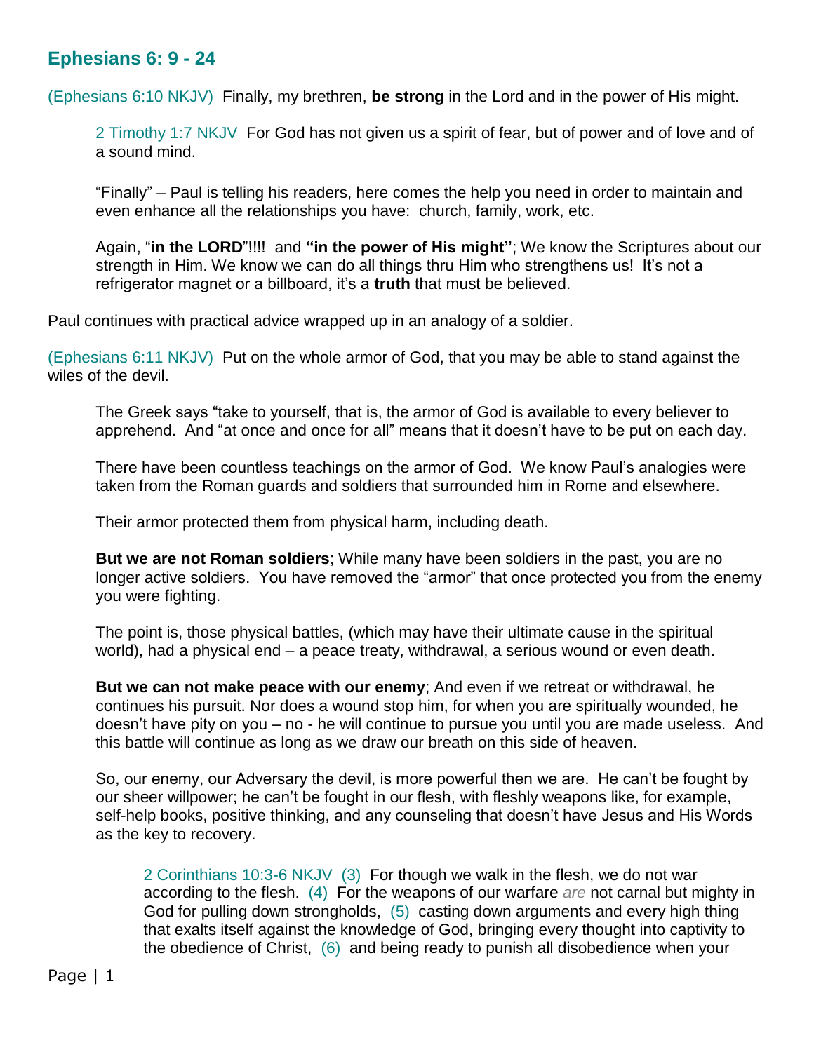## Ephesians 6: 9 - 24

(Ephesians 6:10 NKJV) Finally, my brethren, **be strong** in the Lord and in the power of His might.

> 2 Timothy 1:7 NKJV For God has not given us a spirit of fear, but of power and of love and of a sound mind.
>
> "Finally" – Paul is telling his readers, here comes the help you need in order to maintain and even enhance all the relationships you have: church, family, work, etc.
>
> Again, "**in the LORD**"!!!! and **"in the power of His might"**; We know the Scriptures about our strength in Him. We know we can do all things thru Him who strengthens us! It's not a refrigerator magnet or a billboard, it's a **truth** that must be believed.

Paul continues with practical advice wrapped up in an analogy of a soldier.

(Ephesians 6:11 NKJV) Put on the whole armor of God, that you may be able to stand against the wiles of the devil.

> The Greek says "take to yourself, that is, the armor of God is available to every believer to apprehend. And "at once and once for all" means that it doesn't have to be put on each day.
>
> There have been countless teachings on the armor of God. We know Paul's analogies were taken from the Roman guards and soldiers that surrounded him in Rome and elsewhere.
>
> Their armor protected them from physical harm, including death.
>
> **But we are not Roman soldiers**; While many have been soldiers in the past, you are no longer active soldiers. You have removed the "armor" that once protected you from the enemy you were fighting.
>
> The point is, those physical battles, (which may have their ultimate cause in the spiritual world), had a physical end – a peace treaty, withdrawal, a serious wound or even death.
>
> **But we can not make peace with our enemy**; And even if we retreat or withdrawal, he continues his pursuit. Nor does a wound stop him, for when you are spiritually wounded, he doesn't have pity on you – no - he will continue to pursue you until you are made useless. And this battle will continue as long as we draw our breath on this side of heaven.
>
> So, our enemy, our Adversary the devil, is more powerful then we are. He can't be fought by our sheer willpower; he can't be fought in our flesh, with fleshly weapons like, for example, self-help books, positive thinking, and any counseling that doesn't have Jesus and His Words as the key to recovery.
>
> > 2 Corinthians 10:3-6 NKJV (3) For though we walk in the flesh, we do not war according to the flesh. (4) For the weapons of our warfare *are* not carnal but mighty in God for pulling down strongholds, (5) casting down arguments and every high thing that exalts itself against the knowledge of God, bringing every thought into captivity to the obedience of Christ, (6) and being ready to punish all disobedience when your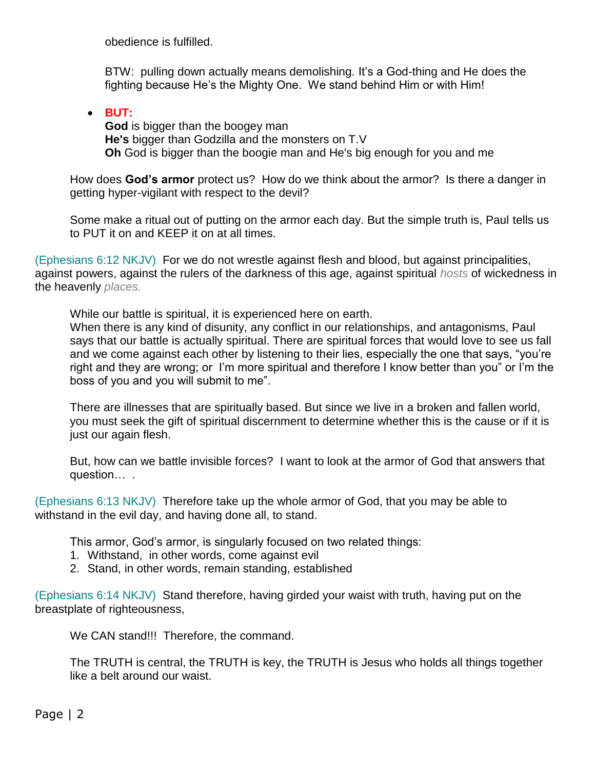obedience is fulfilled.

BTW: pulling down actually means demolishing. It's a God-thing and He does the fighting because He's the Mighty One. We stand behind Him or with Him!

- **BUT:**
  **God** is bigger than the boogey man
  **He's** bigger than Godzilla and the monsters on T.V
  **Oh** God is bigger than the boogie man and He's big enough for you and me

How does **God's armor** protect us? How do we think about the armor? Is there a danger in getting hyper-vigilant with respect to the devil?

Some make a ritual out of putting on the armor each day. But the simple truth is, Paul tells us to PUT it on and KEEP it on at all times.

(Ephesians 6:12 NKJV) For we do not wrestle against flesh and blood, but against principalities, against powers, against the rulers of the darkness of this age, against spiritual *hosts* of wickedness in the heavenly *places.*

While our battle is spiritual, it is experienced here on earth.
When there is any kind of disunity, any conflict in our relationships, and antagonisms, Paul says that our battle is actually spiritual. There are spiritual forces that would love to see us fall and we come against each other by listening to their lies, especially the one that says, "you're right and they are wrong; or I'm more spiritual and therefore I know better than you" or I'm the boss of you and you will submit to me".

There are illnesses that are spiritually based. But since we live in a broken and fallen world, you must seek the gift of spiritual discernment to determine whether this is the cause or if it is just our again flesh.

But, how can we battle invisible forces? I want to look at the armor of God that answers that question… .

(Ephesians 6:13 NKJV) Therefore take up the whole armor of God, that you may be able to withstand in the evil day, and having done all, to stand.

This armor, God's armor, is singularly focused on two related things:

1. Withstand, in other words, come against evil
2. Stand, in other words, remain standing, established

(Ephesians 6:14 NKJV) Stand therefore, having girded your waist with truth, having put on the breastplate of righteousness,

We CAN stand!!! Therefore, the command.

The TRUTH is central, the TRUTH is key, the TRUTH is Jesus who holds all things together like a belt around our waist.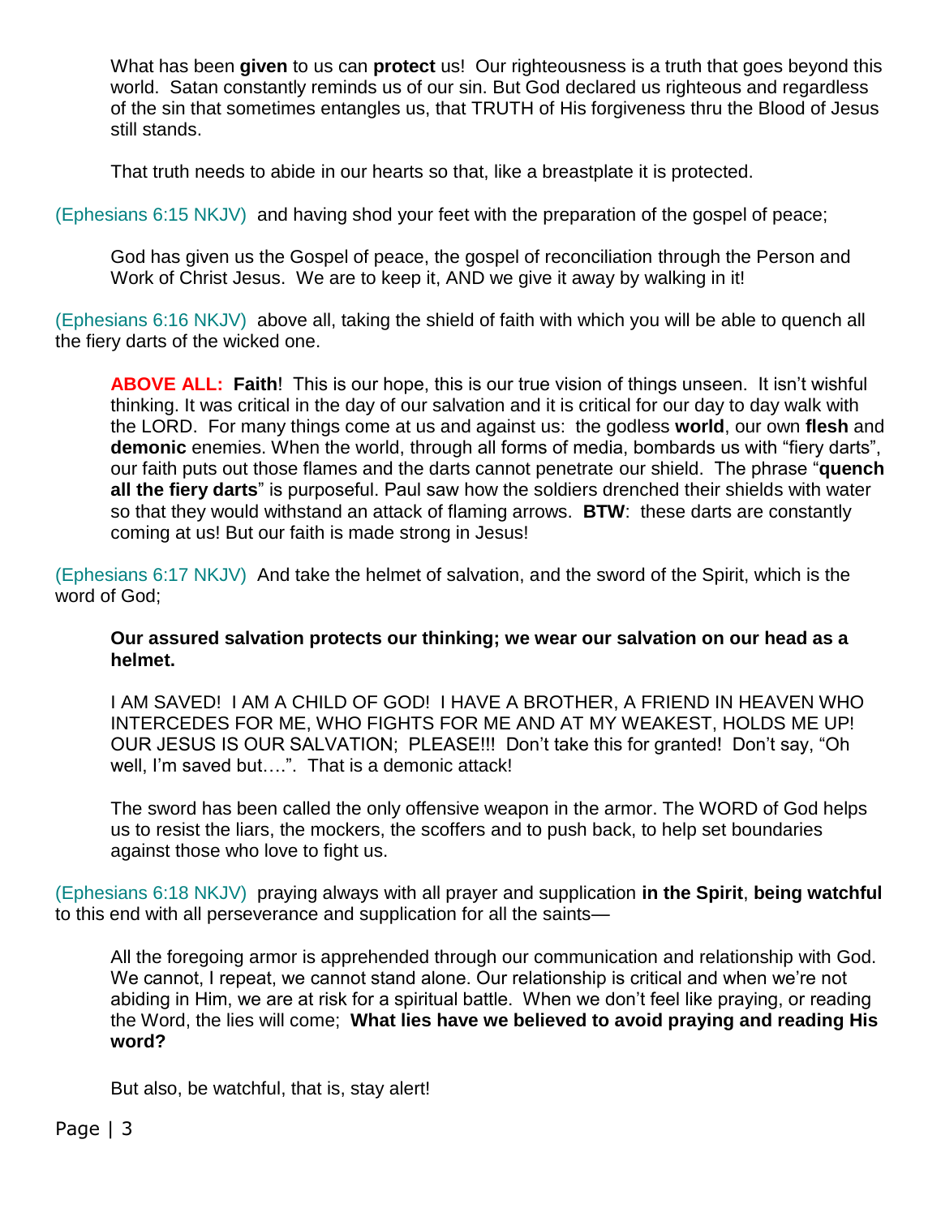What has been **given** to us can **protect** us! Our righteousness is a truth that goes beyond this world. Satan constantly reminds us of our sin. But God declared us righteous and regardless of the sin that sometimes entangles us, that TRUTH of His forgiveness thru the Blood of Jesus still stands.

That truth needs to abide in our hearts so that, like a breastplate it is protected.

(Ephesians 6:15 NKJV) and having shod your feet with the preparation of the gospel of peace;

God has given us the Gospel of peace, the gospel of reconciliation through the Person and Work of Christ Jesus. We are to keep it, AND we give it away by walking in it!

(Ephesians 6:16 NKJV) above all, taking the shield of faith with which you will be able to quench all the fiery darts of the wicked one.

**ABOVE ALL:** **Faith**! This is our hope, this is our true vision of things unseen. It isn't wishful thinking. It was critical in the day of our salvation and it is critical for our day to day walk with the LORD. For many things come at us and against us: the godless **world**, our own **flesh** and **demonic** enemies. When the world, through all forms of media, bombards us with "fiery darts", our faith puts out those flames and the darts cannot penetrate our shield. The phrase "**quench all the fiery darts**" is purposeful. Paul saw how the soldiers drenched their shields with water so that they would withstand an attack of flaming arrows. **BTW**: these darts are constantly coming at us! But our faith is made strong in Jesus!

(Ephesians 6:17 NKJV) And take the helmet of salvation, and the sword of the Spirit, which is the word of God;

**Our assured salvation protects our thinking; we wear our salvation on our head as a helmet.**

I AM SAVED! I AM A CHILD OF GOD! I HAVE A BROTHER, A FRIEND IN HEAVEN WHO INTERCEDES FOR ME, WHO FIGHTS FOR ME AND AT MY WEAKEST, HOLDS ME UP! OUR JESUS IS OUR SALVATION; PLEASE!!! Don't take this for granted! Don't say, "Oh well, I'm saved but….". That is a demonic attack!

The sword has been called the only offensive weapon in the armor. The WORD of God helps us to resist the liars, the mockers, the scoffers and to push back, to help set boundaries against those who love to fight us.

(Ephesians 6:18 NKJV) praying always with all prayer and supplication **in the Spirit**, **being watchful** to this end with all perseverance and supplication for all the saints—

All the foregoing armor is apprehended through our communication and relationship with God. We cannot, I repeat, we cannot stand alone. Our relationship is critical and when we're not abiding in Him, we are at risk for a spiritual battle. When we don't feel like praying, or reading the Word, the lies will come; **What lies have we believed to avoid praying and reading His word?**

But also, be watchful, that is, stay alert!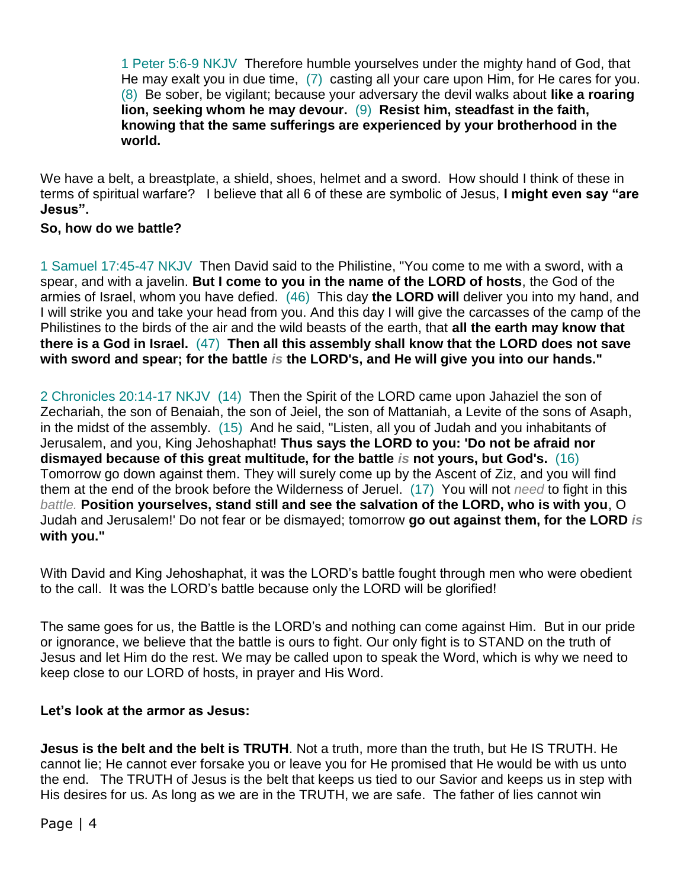1 Peter 5:6-9 NKJV Therefore humble yourselves under the mighty hand of God, that He may exalt you in due time, (7) casting all your care upon Him, for He cares for you. (8) Be sober, be vigilant; because your adversary the devil walks about **like a roaring lion, seeking whom he may devour.** (9) **Resist him, steadfast in the faith, knowing that the same sufferings are experienced by your brotherhood in the world.**

We have a belt, a breastplate, a shield, shoes, helmet and a sword. How should I think of these in terms of spiritual warfare? I believe that all 6 of these are symbolic of Jesus, **I might even say "are Jesus".**

**So, how do we battle?**

1 Samuel 17:45-47 NKJV Then David said to the Philistine, "You come to me with a sword, with a spear, and with a javelin. **But I come to you in the name of the LORD of hosts**, the God of the armies of Israel, whom you have defied. (46) This day **the LORD will** deliver you into my hand, and I will strike you and take your head from you. And this day I will give the carcasses of the camp of the Philistines to the birds of the air and the wild beasts of the earth, that **all the earth may know that there is a God in Israel.** (47) **Then all this assembly shall know that the LORD does not save with sword and spear; for the battle *is* the LORD's, and He will give you into our hands."**

2 Chronicles 20:14-17 NKJV (14) Then the Spirit of the LORD came upon Jahaziel the son of Zechariah, the son of Benaiah, the son of Jeiel, the son of Mattaniah, a Levite of the sons of Asaph, in the midst of the assembly. (15) And he said, "Listen, all you of Judah and you inhabitants of Jerusalem, and you, King Jehoshaphat! **Thus says the LORD to you: 'Do not be afraid nor dismayed because of this great multitude, for the battle *is* not yours, but God's.** (16) Tomorrow go down against them. They will surely come up by the Ascent of Ziz, and you will find them at the end of the brook before the Wilderness of Jeruel. (17) You will not *need* to fight in this *battle.* **Position yourselves, stand still and see the salvation of the LORD, who is with you**, O Judah and Jerusalem!' Do not fear or be dismayed; tomorrow **go out against them, for the LORD *is* with you."**

With David and King Jehoshaphat, it was the LORD's battle fought through men who were obedient to the call. It was the LORD's battle because only the LORD will be glorified!

The same goes for us, the Battle is the LORD's and nothing can come against Him. But in our pride or ignorance, we believe that the battle is ours to fight. Our only fight is to STAND on the truth of Jesus and let Him do the rest. We may be called upon to speak the Word, which is why we need to keep close to our LORD of hosts, in prayer and His Word.

**Let's look at the armor as Jesus:**

**Jesus is the belt and the belt is TRUTH**. Not a truth, more than the truth, but He IS TRUTH. He cannot lie; He cannot ever forsake you or leave you for He promised that He would be with us unto the end. The TRUTH of Jesus is the belt that keeps us tied to our Savior and keeps us in step with His desires for us. As long as we are in the TRUTH, we are safe. The father of lies cannot win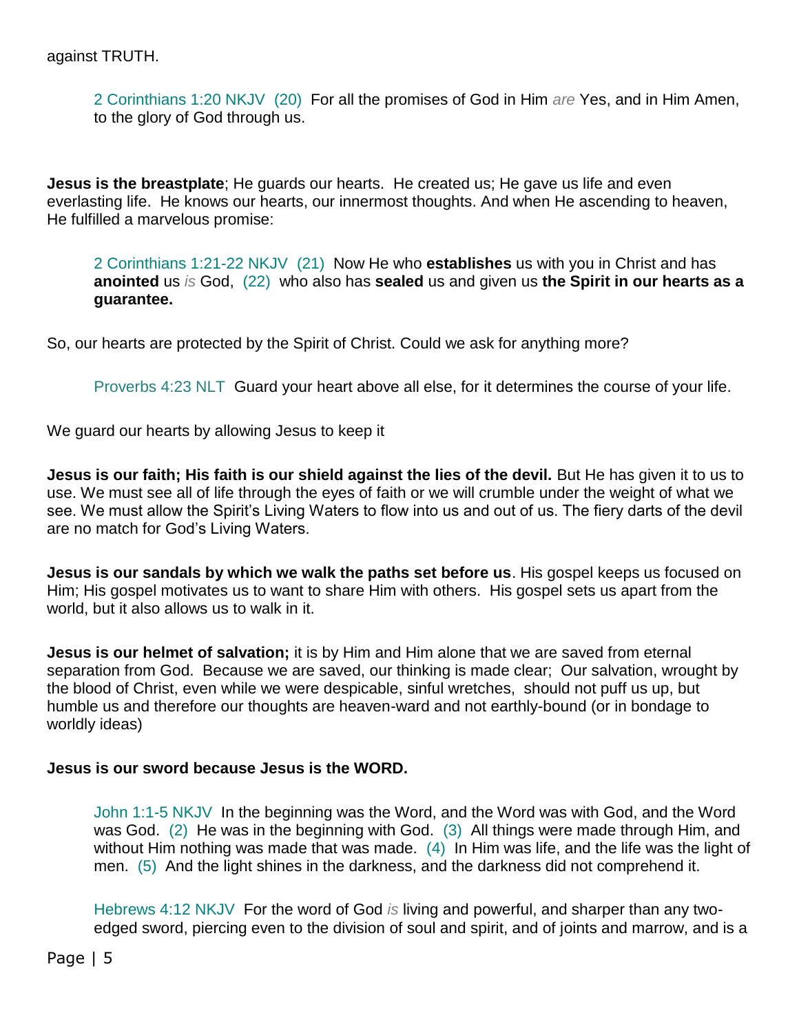against TRUTH.

> 2 Corinthians 1:20 NKJV (20) For all the promises of God in Him *are* Yes, and in Him Amen, to the glory of God through us.

**Jesus is the breastplate**; He guards our hearts. He created us; He gave us life and even everlasting life. He knows our hearts, our innermost thoughts. And when He ascending to heaven, He fulfilled a marvelous promise:

> 2 Corinthians 1:21-22 NKJV (21) Now He who **establishes** us with you in Christ and has **anointed** us *is* God, (22) who also has **sealed** us and given us **the Spirit in our hearts as a guarantee.**

So, our hearts are protected by the Spirit of Christ. Could we ask for anything more?

> Proverbs 4:23 NLT Guard your heart above all else, for it determines the course of your life.

We guard our hearts by allowing Jesus to keep it

**Jesus is our faith; His faith is our shield against the lies of the devil.** But He has given it to us to use. We must see all of life through the eyes of faith or we will crumble under the weight of what we see. We must allow the Spirit's Living Waters to flow into us and out of us. The fiery darts of the devil are no match for God's Living Waters.

**Jesus is our sandals by which we walk the paths set before us**. His gospel keeps us focused on Him; His gospel motivates us to want to share Him with others. His gospel sets us apart from the world, but it also allows us to walk in it.

**Jesus is our helmet of salvation;** it is by Him and Him alone that we are saved from eternal separation from God. Because we are saved, our thinking is made clear; Our salvation, wrought by the blood of Christ, even while we were despicable, sinful wretches, should not puff us up, but humble us and therefore our thoughts are heaven-ward and not earthly-bound (or in bondage to worldly ideas)

**Jesus is our sword because Jesus is the WORD.**

> John 1:1-5 NKJV In the beginning was the Word, and the Word was with God, and the Word was God. (2) He was in the beginning with God. (3) All things were made through Him, and without Him nothing was made that was made. (4) In Him was life, and the life was the light of men. (5) And the light shines in the darkness, and the darkness did not comprehend it.

> Hebrews 4:12 NKJV For the word of God *is* living and powerful, and sharper than any two-edged sword, piercing even to the division of soul and spirit, and of joints and marrow, and is a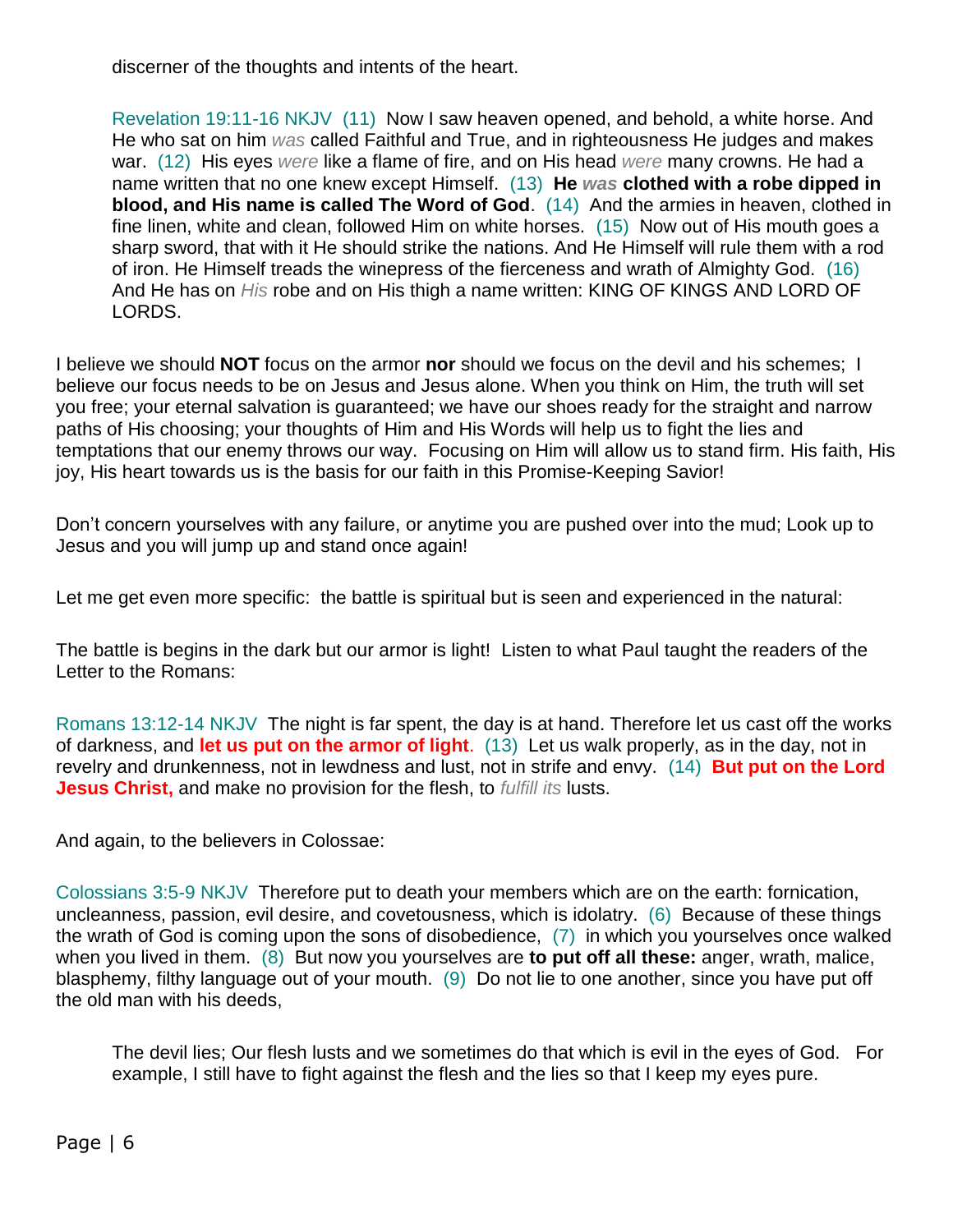discerner of the thoughts and intents of the heart.

> Revelation 19:11-16 NKJV (11) Now I saw heaven opened, and behold, a white horse. And He who sat on him *was* called Faithful and True, and in righteousness He judges and makes war. (12) His eyes *were* like a flame of fire, and on His head *were* many crowns. He had a name written that no one knew except Himself. (13) **He *was* clothed with a robe dipped in blood, and His name is called The Word of God**. (14) And the armies in heaven, clothed in fine linen, white and clean, followed Him on white horses. (15) Now out of His mouth goes a sharp sword, that with it He should strike the nations. And He Himself will rule them with a rod of iron. He Himself treads the winepress of the fierceness and wrath of Almighty God. (16) And He has on *His* robe and on His thigh a name written: KING OF KINGS AND LORD OF LORDS.

I believe we should **NOT** focus on the armor **nor** should we focus on the devil and his schemes; I believe our focus needs to be on Jesus and Jesus alone. When you think on Him, the truth will set you free; your eternal salvation is guaranteed; we have our shoes ready for the straight and narrow paths of His choosing; your thoughts of Him and His Words will help us to fight the lies and temptations that our enemy throws our way. Focusing on Him will allow us to stand firm. His faith, His joy, His heart towards us is the basis for our faith in this Promise-Keeping Savior!

Don't concern yourselves with any failure, or anytime you are pushed over into the mud; Look up to Jesus and you will jump up and stand once again!

Let me get even more specific: the battle is spiritual but is seen and experienced in the natural:

The battle is begins in the dark but our armor is light! Listen to what Paul taught the readers of the Letter to the Romans:

Romans 13:12-14 NKJV The night is far spent, the day is at hand. Therefore let us cast off the works of darkness, and **let us put on the armor of light**. (13) Let us walk properly, as in the day, not in revelry and drunkenness, not in lewdness and lust, not in strife and envy. (14) **But put on the Lord Jesus Christ,** and make no provision for the flesh, to *fulfill its* lusts.

And again, to the believers in Colossae:

Colossians 3:5-9 NKJV Therefore put to death your members which are on the earth: fornication, uncleanness, passion, evil desire, and covetousness, which is idolatry. (6) Because of these things the wrath of God is coming upon the sons of disobedience, (7) in which you yourselves once walked when you lived in them. (8) But now you yourselves are **to put off all these:** anger, wrath, malice, blasphemy, filthy language out of your mouth. (9) Do not lie to one another, since you have put off the old man with his deeds,

> The devil lies; Our flesh lusts and we sometimes do that which is evil in the eyes of God. For example, I still have to fight against the flesh and the lies so that I keep my eyes pure.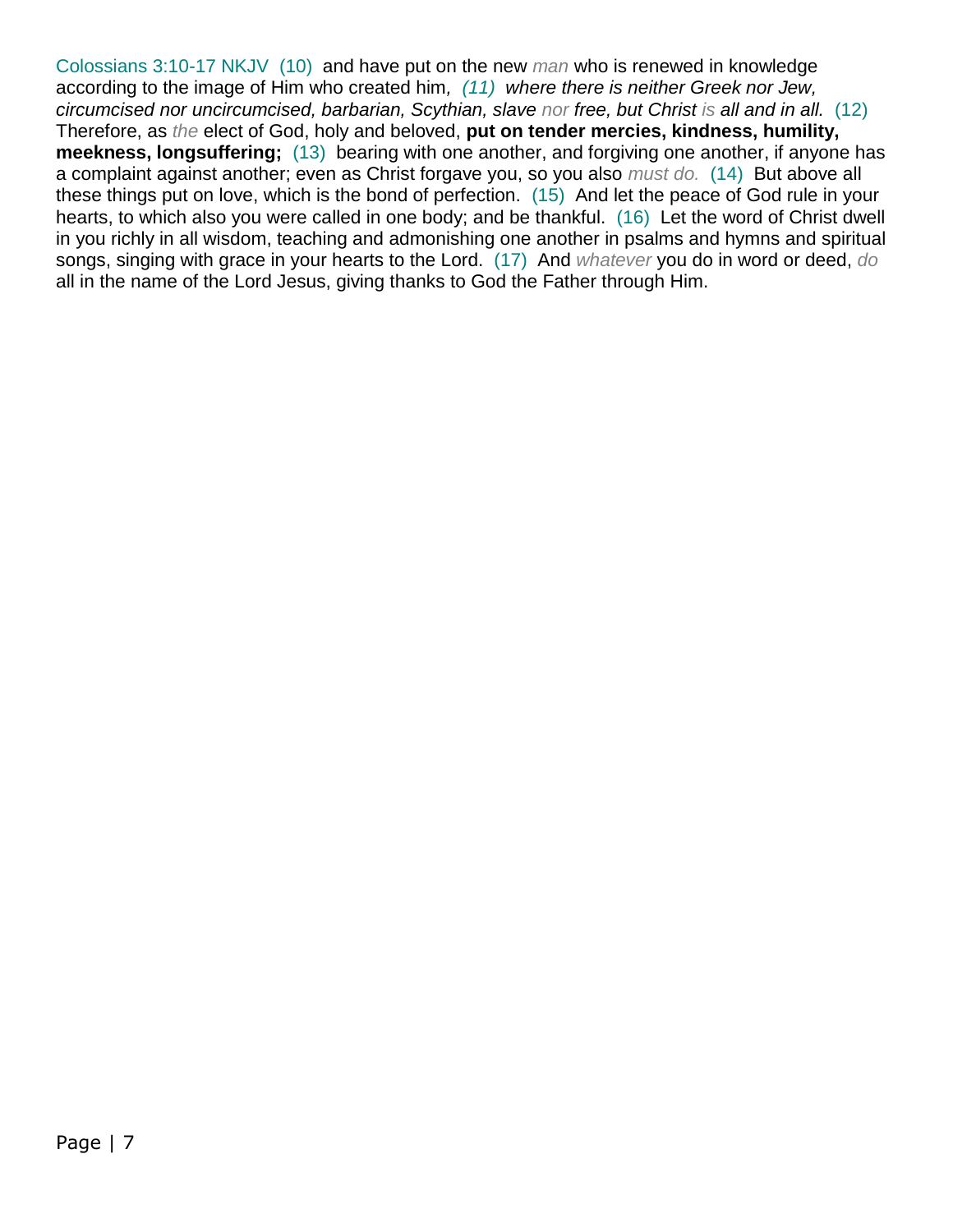Colossians 3:10-17 NKJV (10) and have put on the new *man* who is renewed in knowledge according to the image of Him who created him, *(11) where there is neither Greek nor Jew, circumcised nor uncircumcised, barbarian, Scythian, slave nor free, but Christ is all and in all.* (12) Therefore, as *the* elect of God, holy and beloved, **put on tender mercies, kindness, humility, meekness, longsuffering;** (13) bearing with one another, and forgiving one another, if anyone has a complaint against another; even as Christ forgave you, so you also *must do.* (14) But above all these things put on love, which is the bond of perfection. (15) And let the peace of God rule in your hearts, to which also you were called in one body; and be thankful. (16) Let the word of Christ dwell in you richly in all wisdom, teaching and admonishing one another in psalms and hymns and spiritual songs, singing with grace in your hearts to the Lord. (17) And *whatever* you do in word or deed, *do* all in the name of the Lord Jesus, giving thanks to God the Father through Him.